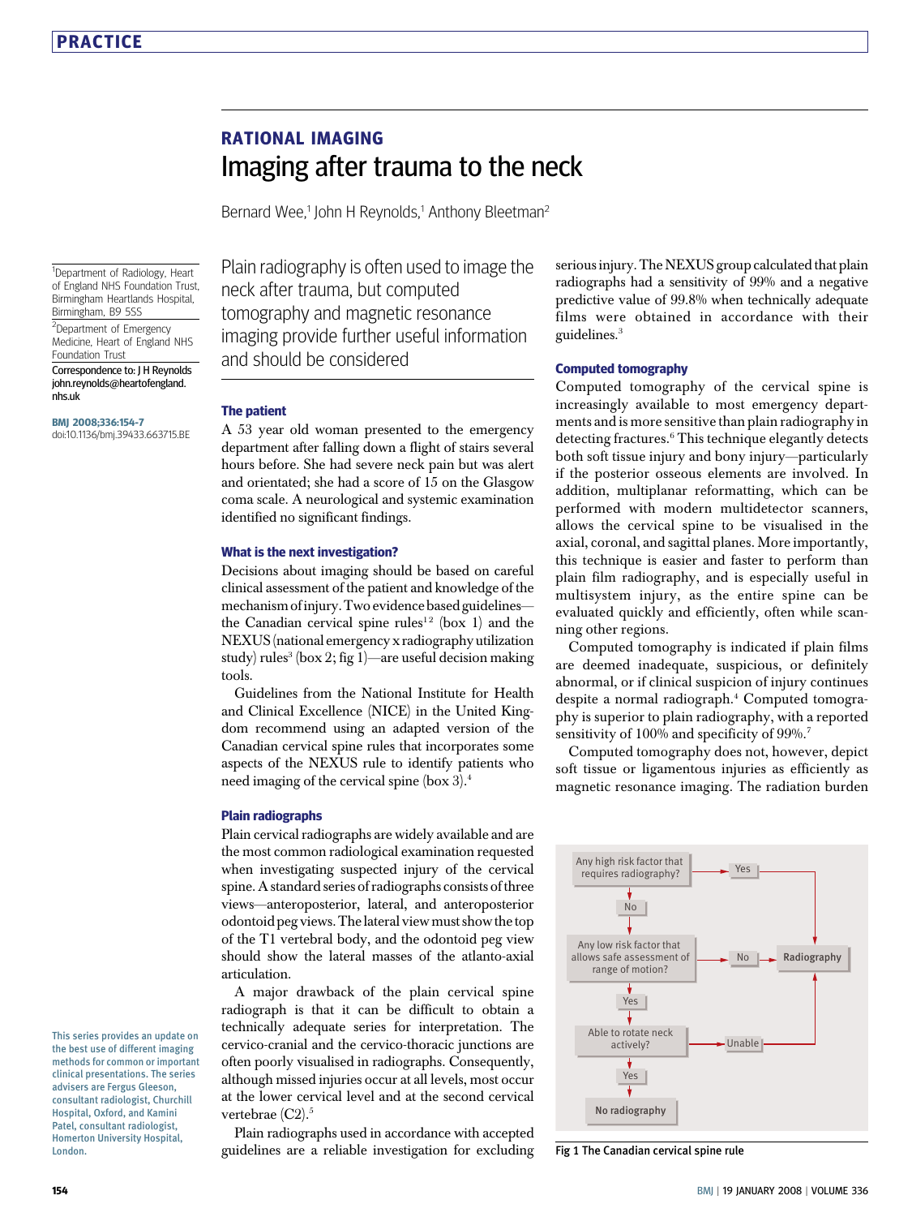# RATIONAL IMAGING

# Imaging after trauma to the neck

Bernard Wee,[1] John H Reynolds,[1] Anthony Bleetman[2]

[1]Department of Radiology, Heart of England NHS Foundation Trust, Birmingham Heartlands Hospital, Birmingham, B9 5SS

[2]Department of Emergency Medicine, Heart of England NHS Foundation Trust

Correspondence to: J H Reynolds john.reynolds@heartofengland.nhs.uk

BMJ 2008;336:154-7
doi:10.1136/bmj.39433.663715.BE

Plain radiography is often used to image the neck after trauma, but computed tomography and magnetic resonance imaging provide further useful information and should be considered

## The patient

A 53 year old woman presented to the emergency department after falling down a flight of stairs several hours before. She had severe neck pain but was alert and orientated; she had a score of 15 on the Glasgow coma scale. A neurological and systemic examination identified no significant findings.

## What is the next investigation?

Decisions about imaging should be based on careful clinical assessment of the patient and knowledge of the mechanism of injury. Two evidence based guidelines—the Canadian cervical spine rules[1 2] (box 1) and the NEXUS (national emergency x radiography utilization study) rules[3] (box 2; fig 1)—are useful decision making tools.

Guidelines from the National Institute for Health and Clinical Excellence (NICE) in the United Kingdom recommend using an adapted version of the Canadian cervical spine rules that incorporates some aspects of the NEXUS rule to identify patients who need imaging of the cervical spine (box 3).[4]

## Plain radiographs

Plain cervical radiographs are widely available and are the most common radiological examination requested when investigating suspected injury of the cervical spine. A standard series of radiographs consists of three views—anteroposterior, lateral, and anteroposterior odontoid peg views. The lateral view must show the top of the T1 vertebral body, and the odontoid peg view should show the lateral masses of the atlanto-axial articulation.

A major drawback of the plain cervical spine radiograph is that it can be difficult to obtain a technically adequate series for interpretation. The cervico-cranial and the cervico-thoracic junctions are often poorly visualised in radiographs. Consequently, although missed injuries occur at all levels, most occur at the lower cervical level and at the second cervical vertebrae (C2).[5]

Plain radiographs used in accordance with accepted guidelines are a reliable investigation for excluding serious injury. The NEXUS group calculated that plain radiographs had a sensitivity of 99% and a negative predictive value of 99.8% when technically adequate films were obtained in accordance with their guidelines.[3]

## Computed tomography

Computed tomography of the cervical spine is increasingly available to most emergency departments and is more sensitive than plain radiography in detecting fractures.[6] This technique elegantly detects both soft tissue injury and bony injury—particularly if the posterior osseous elements are involved. In addition, multiplanar reformatting, which can be performed with modern multidetector scanners, allows the cervical spine to be visualised in the axial, coronal, and sagittal planes. More importantly, this technique is easier and faster to perform than plain film radiography, and is especially useful in multisystem injury, as the entire spine can be evaluated quickly and efficiently, often while scanning other regions.

Computed tomography is indicated if plain films are deemed inadequate, suspicious, or definitely abnormal, or if clinical suspicion of injury continues despite a normal radiograph.[4] Computed tomography is superior to plain radiography, with a reported sensitivity of 100% and specificity of 99%.[7]

Computed tomography does not, however, depict soft tissue or ligamentous injuries as efficiently as magnetic resonance imaging. The radiation burden

Any high risk factor that requires radiography? → Yes → Radiography

↓ No

Any low risk factor that allows safe assessment of range of motion? → No → Radiography

↓ Yes

Able to rotate neck actively? → Unable → Radiography

↓ Yes

No radiography

Fig 1 The Canadian cervical spine rule

This series provides an update on the best use of different imaging methods for common or important clinical presentations. The series advisers are Fergus Gleeson, consultant radiologist, Churchill Hospital, Oxford, and Kamini Patel, consultant radiologist, Homerton University Hospital, London.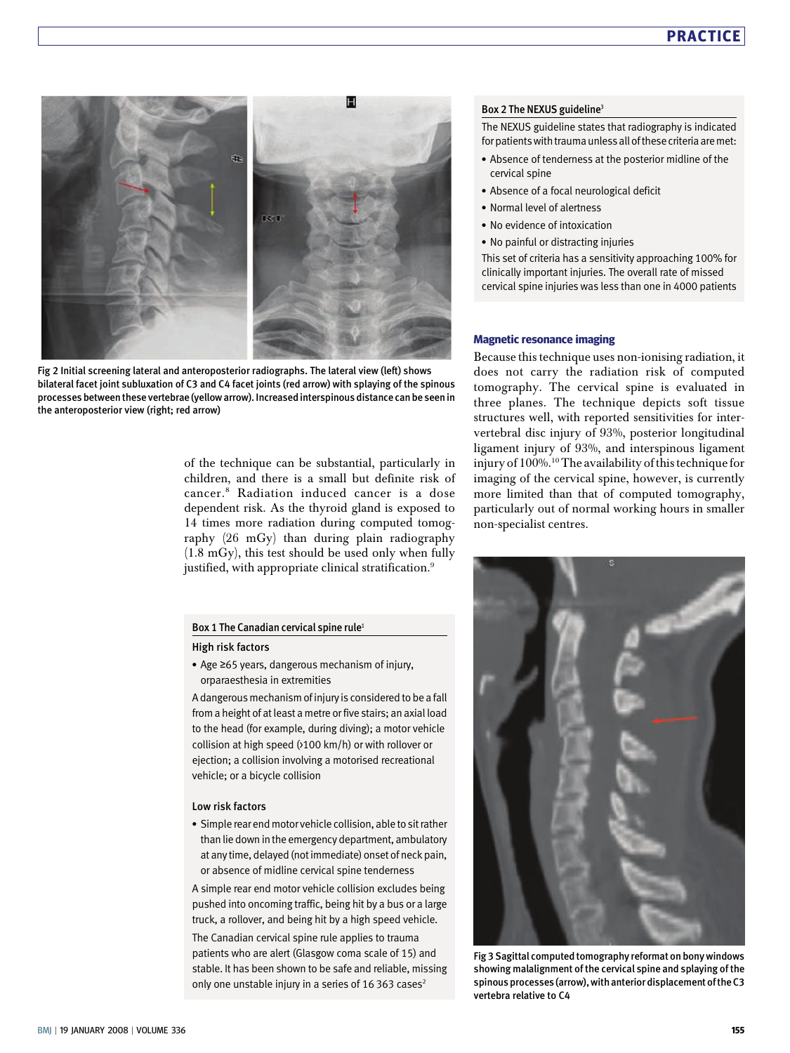Fig 2 Initial screening lateral and anteroposterior radiographs. The lateral view (left) shows bilateral facet joint subluxation of C3 and C4 facet joints (red arrow) with splaying of the spinous processes between these vertebrae (yellow arrow). Increased interspinous distance can be seen in the anteroposterior view (right; red arrow)

of the technique can be substantial, particularly in children, and there is a small but definite risk of cancer.[8] Radiation induced cancer is a dose dependent risk. As the thyroid gland is exposed to 14 times more radiation during computed tomography (26 mGy) than during plain radiography (1.8 mGy), this test should be used only when fully justified, with appropriate clinical stratification.[9]

**Box 1 The Canadian cervical spine rule[1]**

**High risk factors**

- Age ≥65 years, dangerous mechanism of injury, orparaesthesia in extremities

A dangerous mechanism of injury is considered to be a fall from a height of at least a metre or five stairs; an axial load to the head (for example, during diving); a motor vehicle collision at high speed (>100 km/h) or with rollover or ejection; a collision involving a motorised recreational vehicle; or a bicycle collision

**Low risk factors**

- Simple rear end motor vehicle collision, able to sit rather than lie down in the emergency department, ambulatory at any time, delayed (not immediate) onset of neck pain, or absence of midline cervical spine tenderness

A simple rear end motor vehicle collision excludes being pushed into oncoming traffic, being hit by a bus or a large truck, a rollover, and being hit by a high speed vehicle.

The Canadian cervical spine rule applies to trauma patients who are alert (Glasgow coma scale of 15) and stable. It has been shown to be safe and reliable, missing only one unstable injury in a series of 16 363 cases[2]

**Box 2 The NEXUS guideline[3]**

The NEXUS guideline states that radiography is indicated for patients with trauma unless all of these criteria are met:

- Absence of tenderness at the posterior midline of the cervical spine
- Absence of a focal neurological deficit
- Normal level of alertness
- No evidence of intoxication
- No painful or distracting injuries

This set of criteria has a sensitivity approaching 100% for clinically important injuries. The overall rate of missed cervical spine injuries was less than one in 4000 patients

## Magnetic resonance imaging

Because this technique uses non-ionising radiation, it does not carry the radiation risk of computed tomography. The cervical spine is evaluated in three planes. The technique depicts soft tissue structures well, with reported sensitivities for intervertebral disc injury of 93%, posterior longitudinal ligament injury of 93%, and interspinous ligament injury of 100%.[10] The availability of this technique for imaging of the cervical spine, however, is currently more limited than that of computed tomography, particularly out of normal working hours in smaller non-specialist centres.

Fig 3 Sagittal computed tomography reformat on bony windows showing malalignment of the cervical spine and splaying of the spinous processes (arrow), with anterior displacement of the C3 vertebra relative to C4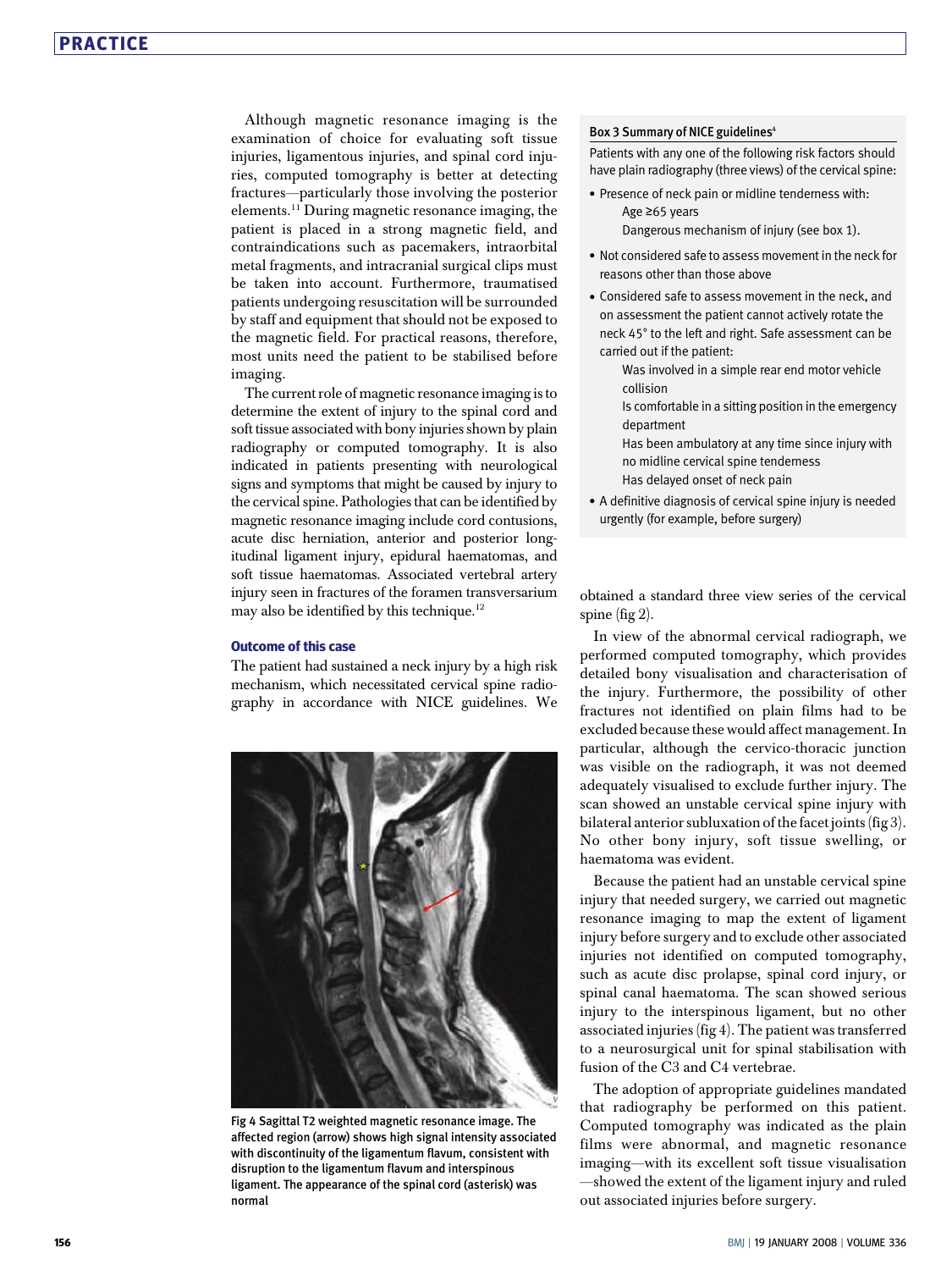Although magnetic resonance imaging is the examination of choice for evaluating soft tissue injuries, ligamentous injuries, and spinal cord injuries, computed tomography is better at detecting fractures—particularly those involving the posterior elements.[11] During magnetic resonance imaging, the patient is placed in a strong magnetic field, and contraindications such as pacemakers, intraorbital metal fragments, and intracranial surgical clips must be taken into account. Furthermore, traumatised patients undergoing resuscitation will be surrounded by staff and equipment that should not be exposed to the magnetic field. For practical reasons, therefore, most units need the patient to be stabilised before imaging.

The current role of magnetic resonance imaging is to determine the extent of injury to the spinal cord and soft tissue associated with bony injuries shown by plain radiography or computed tomography. It is also indicated in patients presenting with neurological signs and symptoms that might be caused by injury to the cervical spine. Pathologies that can be identified by magnetic resonance imaging include cord contusions, acute disc herniation, anterior and posterior longitudinal ligament injury, epidural haematomas, and soft tissue haematomas. Associated vertebral artery injury seen in fractures of the foramen transversarium may also be identified by this technique.[12]

### Outcome of this case

The patient had sustained a neck injury by a high risk mechanism, which necessitated cervical spine radiography in accordance with NICE guidelines. We obtained a standard three view series of the cervical spine (fig 2).

Fig 4 Sagittal T2 weighted magnetic resonance image. The affected region (arrow) shows high signal intensity associated with discontinuity of the ligamentum flavum, consistent with disruption to the ligamentum flavum and interspinous ligament. The appearance of the spinal cord (asterisk) was normal

In view of the abnormal cervical radiograph, we performed computed tomography, which provides detailed bony visualisation and characterisation of the injury. Furthermore, the possibility of other fractures not identified on plain films had to be excluded because these would affect management. In particular, although the cervico-thoracic junction was visible on the radiograph, it was not deemed adequately visualised to exclude further injury. The scan showed an unstable cervical spine injury with bilateral anterior subluxation of the facet joints (fig 3). No other bony injury, soft tissue swelling, or haematoma was evident.

Because the patient had an unstable cervical spine injury that needed surgery, we carried out magnetic resonance imaging to map the extent of ligament injury before surgery and to exclude other associated injuries not identified on computed tomography, such as acute disc prolapse, spinal cord injury, or spinal canal haematoma. The scan showed serious injury to the interspinous ligament, but no other associated injuries (fig 4). The patient was transferred to a neurosurgical unit for spinal stabilisation with fusion of the C3 and C4 vertebrae.

The adoption of appropriate guidelines mandated that radiography be performed on this patient. Computed tomography was indicated as the plain films were abnormal, and magnetic resonance imaging—with its excellent soft tissue visualisation—showed the extent of the ligament injury and ruled out associated injuries before surgery.

**Box 3 Summary of NICE guidelines[4]**

Patients with any one of the following risk factors should have plain radiography (three views) of the cervical spine:

- Presence of neck pain or midline tenderness with:
  - Age ≥65 years
  - Dangerous mechanism of injury (see box 1).
- Not considered safe to assess movement in the neck for reasons other than those above
- Considered safe to assess movement in the neck, and on assessment the patient cannot actively rotate the neck 45° to the left and right. Safe assessment can be carried out if the patient:
  - Was involved in a simple rear end motor vehicle collision
  - Is comfortable in a sitting position in the emergency department
  - Has been ambulatory at any time since injury with no midline cervical spine tenderness
  - Has delayed onset of neck pain
- A definitive diagnosis of cervical spine injury is needed urgently (for example, before surgery)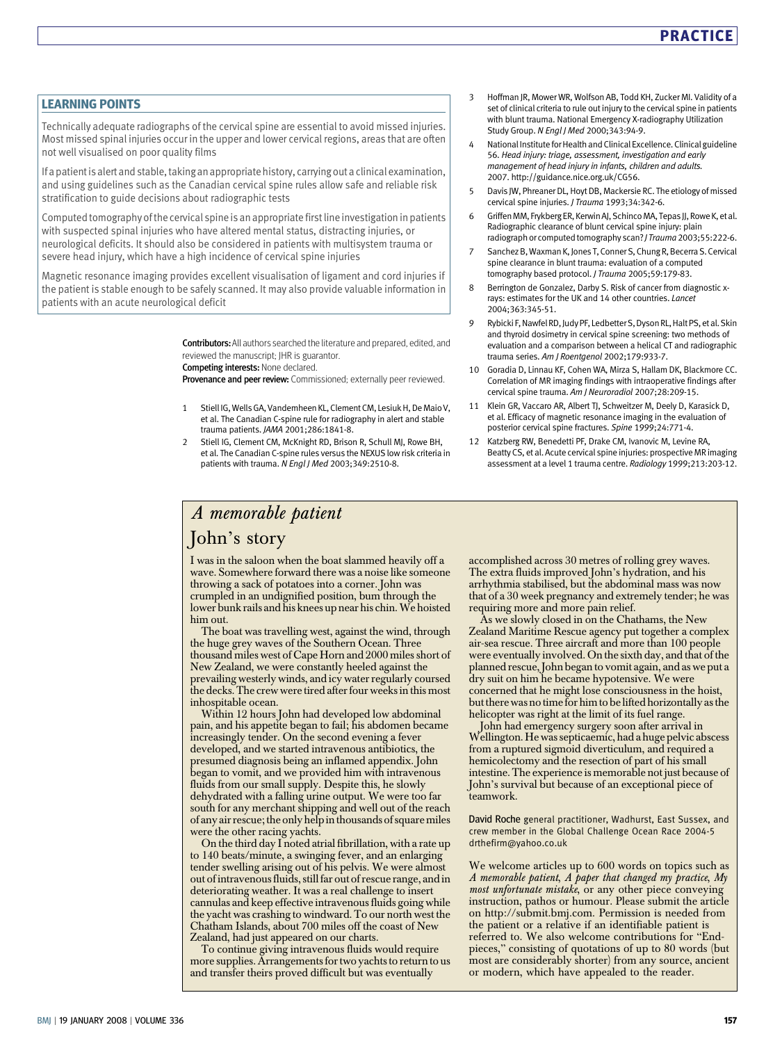## LEARNING POINTS

Technically adequate radiographs of the cervical spine are essential to avoid missed injuries. Most missed spinal injuries occur in the upper and lower cervical regions, areas that are often not well visualised on poor quality films

If a patient is alert and stable, taking an appropriate history, carrying out a clinical examination, and using guidelines such as the Canadian cervical spine rules allow safe and reliable risk stratification to guide decisions about radiographic tests

Computed tomography of the cervical spine is an appropriate first line investigation in patients with suspected spinal injuries who have altered mental status, distracting injuries, or neurological deficits. It should also be considered in patients with multisystem trauma or severe head injury, which have a high incidence of cervical spine injuries

Magnetic resonance imaging provides excellent visualisation of ligament and cord injuries if the patient is stable enough to be safely scanned. It may also provide valuable information in patients with an acute neurological deficit

**Contributors:** All authors searched the literature and prepared, edited, and reviewed the manuscript; JHR is guarantor.

**Competing interests:** None declared.

**Provenance and peer review:** Commissioned; externally peer reviewed.

1. Stiell IG, Wells GA, Vandemheen KL, Clement CM, Lesiuk H, De Maio V, et al. The Canadian C-spine rule for radiography in alert and stable trauma patients. *JAMA* 2001;286:1841-8.
2. Stiell IG, Clement CM, McKnight RD, Brison R, Schull MJ, Rowe BH, et al. The Canadian C-spine rules versus the NEXUS low risk criteria in patients with trauma. *N Engl J Med* 2003;349:2510-8.
3. Hoffman JR, Mower WR, Wolfson AB, Todd KH, Zucker MI. Validity of a set of clinical criteria to rule out injury to the cervical spine in patients with blunt trauma. National Emergency X-radiography Utilization Study Group. *N Engl J Med* 2000;343:94-9.
4. National Institute for Health and Clinical Excellence. Clinical guideline 56. *Head injury: triage, assessment, investigation and early management of head injury in infants, children and adults.* 2007. http://guidance.nice.org.uk/CG56.
5. Davis JW, Phreaner DL, Hoyt DB, Mackersie RC. The etiology of missed cervical spine injuries. *J Trauma* 1993;34:342-6.
6. Griffen MM, Frykberg ER, Kerwin AJ, Schinco MA, Tepas JJ, Rowe K, et al. Radiographic clearance of blunt cervical spine injury: plain radiograph or computed tomography scan? *J Trauma* 2003;55:222-6.
7. Sanchez B, Waxman K, Jones T, Conner S, Chung R, Becerra S. Cervical spine clearance in blunt trauma: evaluation of a computed tomography based protocol. *J Trauma* 2005;59:179-83.
8. Berrington de Gonzalez, Darby S. Risk of cancer from diagnostic x-rays: estimates for the UK and 14 other countries. *Lancet* 2004;363:345-51.
9. Rybicki F, Nawfel RD, Judy PF, Ledbetter S, Dyson RL, Halt PS, et al. Skin and thyroid dosimetry in cervical spine screening: two methods of evaluation and a comparison between a helical CT and radiographic trauma series. *Am J Roentgenol* 2002;179:933-7.
10. Goradia D, Linnau KF, Cohen WA, Mirza S, Hallam DK, Blackmore CC. Correlation of MR imaging findings with intraoperative findings after cervical spine trauma. *Am J Neuroradiol* 2007;28:209-15.
11. Klein GR, Vaccaro AR, Albert TJ, Schweitzer M, Deely D, Karasick D, et al. Efficacy of magnetic resonance imaging in the evaluation of posterior cervical spine fractures. *Spine* 1999;24:771-4.
12. Katzberg RW, Benedetti PF, Drake CM, Ivanovic M, Levine RA, Beatty CS, et al. Acute cervical spine injuries: prospective MR imaging assessment at a level 1 trauma centre. *Radiology* 1999;213:203-12.

## *A memorable patient*

# John's story

I was in the saloon when the boat slammed heavily off a wave. Somewhere forward there was a noise like someone throwing a sack of potatoes into a corner. John was crumpled in an undignified position, bum through the lower bunk rails and his knees up near his chin. We hoisted him out.

The boat was travelling west, against the wind, through the huge grey waves of the Southern Ocean. Three thousand miles west of Cape Horn and 2000 miles short of New Zealand, we were constantly heeled against the prevailing westerly winds, and icy water regularly coursed the decks. The crew were tired after four weeks in this most inhospitable ocean.

Within 12 hours John had developed low abdominal pain, and his appetite began to fail; his abdomen became increasingly tender. On the second evening a fever developed, and we started intravenous antibiotics, the presumed diagnosis being an inflamed appendix. John began to vomit, and we provided him with intravenous fluids from our small supply. Despite this, he slowly dehydrated with a falling urine output. We were too far south for any merchant shipping and well out of the reach of any air rescue; the only help in thousands of square miles were the other racing yachts.

On the third day I noted atrial fibrillation, with a rate up to 140 beats/minute, a swinging fever, and an enlarging tender swelling arising out of his pelvis. We were almost out of intravenous fluids, still far out of rescue range, and in deteriorating weather. It was a real challenge to insert cannulas and keep effective intravenous fluids going while the yacht was crashing to windward. To our north west the Chatham Islands, about 700 miles off the coast of New Zealand, had just appeared on our charts.

To continue giving intravenous fluids would require more supplies. Arrangements for two yachts to return to us and transfer theirs proved difficult but was eventually accomplished across 30 metres of rolling grey waves. The extra fluids improved John's hydration, and his arrhythmia stabilised, but the abdominal mass was now that of a 30 week pregnancy and extremely tender; he was requiring more and more pain relief.

As we slowly closed in on the Chathams, the New Zealand Maritime Rescue agency put together a complex air-sea rescue. Three aircraft and more than 100 people were eventually involved. On the sixth day, and that of the planned rescue, John began to vomit again, and as we put a dry suit on him he became hypotensive. We were concerned that he might lose consciousness in the hoist, but there was no time for him to be lifted horizontally as the helicopter was right at the limit of its fuel range.

John had emergency surgery soon after arrival in Wellington. He was septicaemic, had a huge pelvic abscess from a ruptured sigmoid diverticulum, and required a hemicolectomy and the resection of part of his small intestine. The experience is memorable not just because of John's survival but because of an exceptional piece of teamwork.

David Roche general practitioner, Wadhurst, East Sussex, and crew member in the Global Challenge Ocean Race 2004-5
drthefirm@yahoo.co.uk

We welcome articles up to 600 words on topics such as *A memorable patient*, *A paper that changed my practice*, *My most unfortunate mistake*, or any other piece conveying instruction, pathos or humour. Please submit the article on http://submit.bmj.com. Permission is needed from the patient or a relative if an identifiable patient is referred to. We also welcome contributions for "End-pieces," consisting of quotations of up to 80 words (but most are considerably shorter) from any source, ancient or modern, which have appealed to the reader.